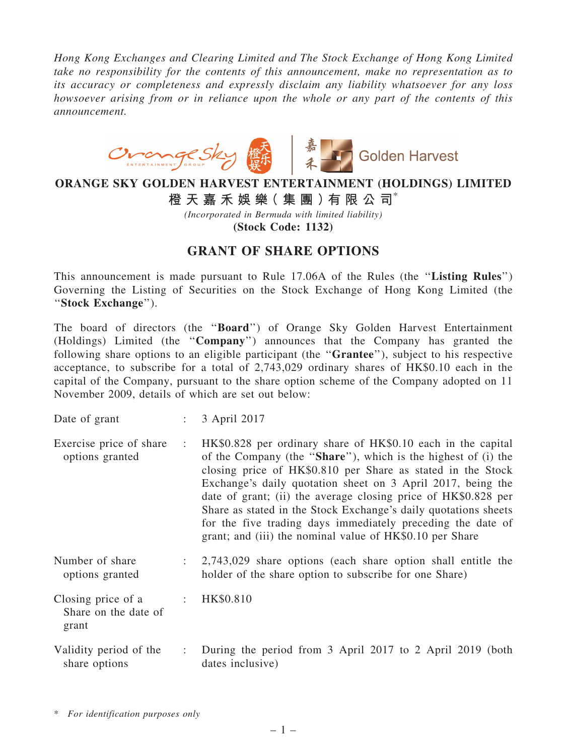*Hong Kong Exchanges and Clearing Limited and The Stock Exchange of Hong Kong Limited take no responsibility for the contents of this announcement, make no representation as to its accuracy or completeness and expressly disclaim any liability whatsoever for any loss howsoever arising from or in reliance upon the whole or any part of the contents of this announcement.*

# ORANGE SKY GOLDEN HARVEST ENTERTAINMENT (HOLDINGS) LIMITED

# 橙天嘉禾娛樂(集團)有限公司*

*(Incorporated in Bermuda with limited liability)*

**(Stock Code: 1132)**

## GRANT OF SHARE OPTIONS

This announcement is made pursuant to Rule 17.06A of the Rules (the "**Listing Rules**") Governing the Listing of Securities on the Stock Exchange of Hong Kong Limited (the "**Stock Exchange**").

The board of directors (the "**Board**") of Orange Sky Golden Harvest Entertainment (Holdings) Limited (the "**Company**") announces that the Company has granted the following share options to an eligible participant (the "**Grantee**"), subject to his respective acceptance, to subscribe for a total of 2,743,029 ordinary shares of HK$0.10 each in the capital of the Company, pursuant to the share option scheme of the Company adopted on 11 November 2009, details of which are set out below:

| | | |
|---|---|---|
| Date of grant | : | 3 April 2017 |
| Exercise price of share options granted | : | HK$0.828 per ordinary share of HK$0.10 each in the capital of the Company (the "**Share**"), which is the highest of (i) the closing price of HK$0.810 per Share as stated in the Stock Exchange's daily quotation sheet on 3 April 2017, being the date of grant; (ii) the average closing price of HK$0.828 per Share as stated in the Stock Exchange's daily quotations sheets for the five trading days immediately preceding the date of grant; and (iii) the nominal value of HK$0.10 per Share |
| Number of share options granted | : | 2,743,029 share options (each share option shall entitle the holder of the share option to subscribe for one Share) |
| Closing price of a Share on the date of grant | : | HK$0.810 |
| Validity period of the share options | : | During the period from 3 April 2017 to 2 April 2019 (both dates inclusive) |

\* *For identification purposes only*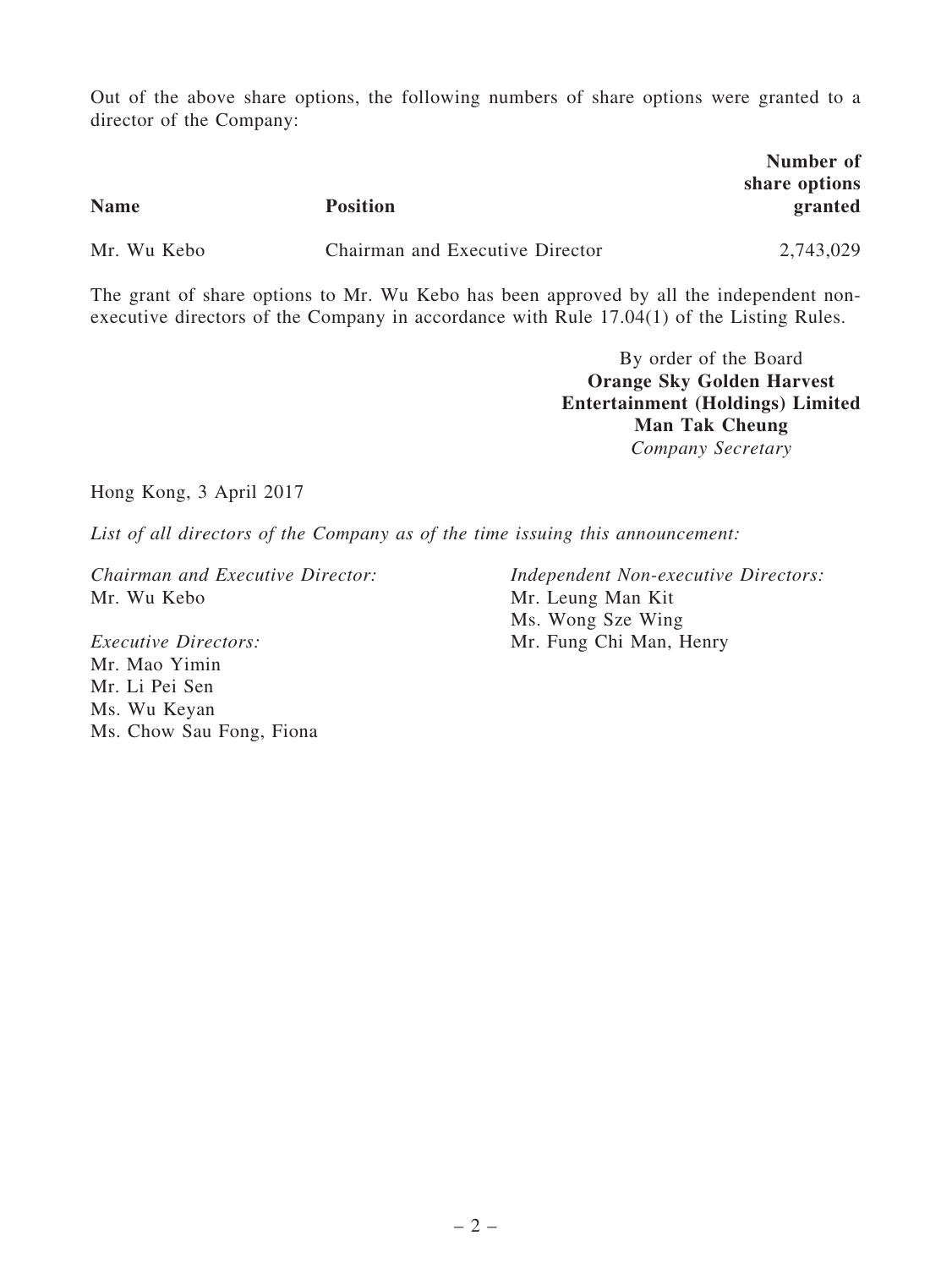Out of the above share options, the following numbers of share options were granted to a director of the Company:

| Name | Position | Number of share options granted |
|---|---|---|
| Mr. Wu Kebo | Chairman and Executive Director | 2,743,029 |

The grant of share options to Mr. Wu Kebo has been approved by all the independent non-executive directors of the Company in accordance with Rule 17.04(1) of the Listing Rules.

By order of the Board
**Orange Sky Golden Harvest Entertainment (Holdings) Limited**
**Man Tak Cheung**
*Company Secretary*

Hong Kong, 3 April 2017

*List of all directors of the Company as of the time issuing this announcement:*

*Chairman and Executive Director:*
Mr. Wu Kebo

*Executive Directors:*
Mr. Mao Yimin
Mr. Li Pei Sen
Ms. Wu Keyan
Ms. Chow Sau Fong, Fiona

*Independent Non-executive Directors:*
Mr. Leung Man Kit
Ms. Wong Sze Wing
Mr. Fung Chi Man, Henry